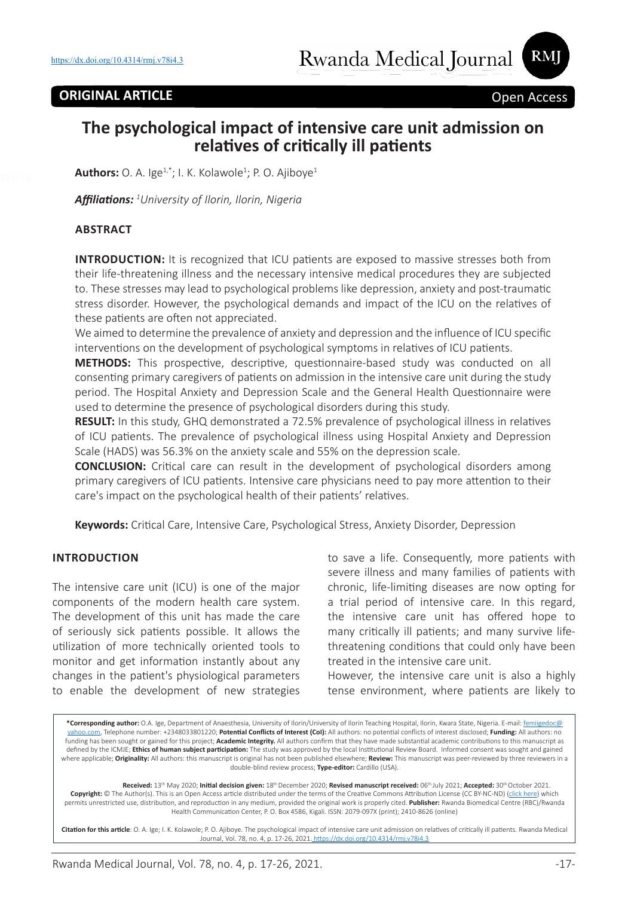https://dx.doi.org/10.4314/rmj.v78i4.3

**ORIGINAL ARTICLE**

Open Access

# The psychological impact of intensive care unit admission on relatives of critically ill patients

**Authors:** O. A. Ige[1,*]; I. K. Kolawole[1]; P. O. Ajiboye[1]

***Affiliations:*** *[1]University of Ilorin, Ilorin, Nigeria*

## ABSTRACT

**INTRODUCTION:** It is recognized that ICU patients are exposed to massive stresses both from their life-threatening illness and the necessary intensive medical procedures they are subjected to. These stresses may lead to psychological problems like depression, anxiety and post-traumatic stress disorder. However, the psychological demands and impact of the ICU on the relatives of these patients are often not appreciated.

We aimed to determine the prevalence of anxiety and depression and the influence of ICU specific interventions on the development of psychological symptoms in relatives of ICU patients.

**METHODS:** This prospective, descriptive, questionnaire-based study was conducted on all consenting primary caregivers of patients on admission in the intensive care unit during the study period. The Hospital Anxiety and Depression Scale and the General Health Questionnaire were used to determine the presence of psychological disorders during this study.

**RESULT:** In this study, GHQ demonstrated a 72.5% prevalence of psychological illness in relatives of ICU patients. The prevalence of psychological illness using Hospital Anxiety and Depression Scale (HADS) was 56.3% on the anxiety scale and 55% on the depression scale.

**CONCLUSION:** Critical care can result in the development of psychological disorders among primary caregivers of ICU patients. Intensive care physicians need to pay more attention to their care's impact on the psychological health of their patients' relatives.

**Keywords:** Critical Care, Intensive Care, Psychological Stress, Anxiety Disorder, Depression

## INTRODUCTION

The intensive care unit (ICU) is one of the major components of the modern health care system. The development of this unit has made the care of seriously sick patients possible. It allows the utilization of more technically oriented tools to monitor and get information instantly about any changes in the patient's physiological parameters to enable the development of new strategies to save a life. Consequently, more patients with severe illness and many families of patients with chronic, life-limiting diseases are now opting for a trial period of intensive care. In this regard, the intensive care unit has offered hope to many critically ill patients; and many survive life-threatening conditions that could only have been treated in the intensive care unit.

However, the intensive care unit is also a highly tense environment, where patients are likely to

**\*Corresponding author:** O.A. Ige, Department of Anaesthesia, University of Ilorin/University of Ilorin Teaching Hospital, Ilorin, Kwara State, Nigeria. E-mail: femiigedoc@yahoo.com, Telephone number: +2348033801220; **Potential Conflicts of Interest (CoI):** All authors: no potential conflicts of interest disclosed; **Funding:** All authors: no funding has been sought or gained for this project; **Academic Integrity.** All authors confirm that they have made substantial academic contributions to this manuscript as defined by the ICMJE; **Ethics of human subject participation:** The study was approved by the local Institutional Review Board. Informed consent was sought and gained where applicable; **Originality:** All authors: this manuscript is original has not been published elsewhere; **Review:** This manuscript was peer-reviewed by three reviewers in a double-blind review process; **Type-editor:** Cardillo (USA).

**Received:** 13th May 2020; **Initial decision given:** 18th December 2020; **Revised manuscript received:** 06th July 2021; **Accepted:** 30th October 2021.
**Copyright:** © The Author(s). This is an Open Access article distributed under the terms of the Creative Commons Attribution License (CC BY-NC-ND) (click here) which permits unrestricted use, distribution, and reproduction in any medium, provided the original work is properly cited. **Publisher:** Rwanda Biomedical Centre (RBC)/Rwanda Health Communication Center, P. O. Box 4586, Kigali. ISSN: 2079-097X (print); 2410-8626 (online)

**Citation for this article**: O. A. Ige; I. K. Kolawole; P. O. Ajiboye. The psychological impact of intensive care unit admission on relatives of critically ill patients. Rwanda Medical Journal, Vol. 78, no. 4, p. 17-26, 2021. https://dx.doi.org/10.4314/rmj.v78i4.3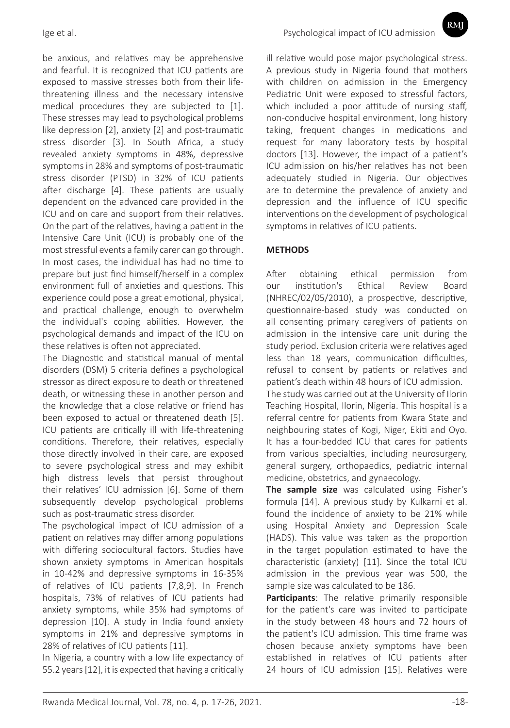be anxious, and relatives may be apprehensive and fearful. It is recognized that ICU patients are exposed to massive stresses both from their life-threatening illness and the necessary intensive medical procedures they are subjected to [1]. These stresses may lead to psychological problems like depression [2], anxiety [2] and post-traumatic stress disorder [3]. In South Africa, a study revealed anxiety symptoms in 48%, depressive symptoms in 28% and symptoms of post-traumatic stress disorder (PTSD) in 32% of ICU patients after discharge [4]. These patients are usually dependent on the advanced care provided in the ICU and on care and support from their relatives. On the part of the relatives, having a patient in the Intensive Care Unit (ICU) is probably one of the most stressful events a family carer can go through. In most cases, the individual has had no time to prepare but just find himself/herself in a complex environment full of anxieties and questions. This experience could pose a great emotional, physical, and practical challenge, enough to overwhelm the individual's coping abilities. However, the psychological demands and impact of the ICU on these relatives is often not appreciated.

The Diagnostic and statistical manual of mental disorders (DSM) 5 criteria defines a psychological stressor as direct exposure to death or threatened death, or witnessing these in another person and the knowledge that a close relative or friend has been exposed to actual or threatened death [5]. ICU patients are critically ill with life-threatening conditions. Therefore, their relatives, especially those directly involved in their care, are exposed to severe psychological stress and may exhibit high distress levels that persist throughout their relatives' ICU admission [6]. Some of them subsequently develop psychological problems such as post-traumatic stress disorder.

The psychological impact of ICU admission of a patient on relatives may differ among populations with differing sociocultural factors. Studies have shown anxiety symptoms in American hospitals in 10-42% and depressive symptoms in 16-35% of relatives of ICU patients [7,8,9]. In French hospitals, 73% of relatives of ICU patients had anxiety symptoms, while 35% had symptoms of depression [10]. A study in India found anxiety symptoms in 21% and depressive symptoms in 28% of relatives of ICU patients [11].

In Nigeria, a country with a low life expectancy of 55.2 years [12], it is expected that having a critically ill relative would pose major psychological stress. A previous study in Nigeria found that mothers with children on admission in the Emergency Pediatric Unit were exposed to stressful factors, which included a poor attitude of nursing staff, non-conducive hospital environment, long history taking, frequent changes in medications and request for many laboratory tests by hospital doctors [13]. However, the impact of a patient's ICU admission on his/her relatives has not been adequately studied in Nigeria. Our objectives are to determine the prevalence of anxiety and depression and the influence of ICU specific interventions on the development of psychological symptoms in relatives of ICU patients.

## METHODS

After obtaining ethical permission from our institution's Ethical Review Board (NHREC/02/05/2010), a prospective, descriptive, questionnaire-based study was conducted on all consenting primary caregivers of patients on admission in the intensive care unit during the study period. Exclusion criteria were relatives aged less than 18 years, communication difficulties, refusal to consent by patients or relatives and patient's death within 48 hours of ICU admission.

The study was carried out at the University of Ilorin Teaching Hospital, Ilorin, Nigeria. This hospital is a referral centre for patients from Kwara State and neighbouring states of Kogi, Niger, Ekiti and Oyo. It has a four-bedded ICU that cares for patients from various specialties, including neurosurgery, general surgery, orthopaedics, pediatric internal medicine, obstetrics, and gynaecology.

**The sample size** was calculated using Fisher's formula [14]. A previous study by Kulkarni et al. found the incidence of anxiety to be 21% while using Hospital Anxiety and Depression Scale (HADS). This value was taken as the proportion in the target population estimated to have the characteristic (anxiety) [11]. Since the total ICU admission in the previous year was 500, the sample size was calculated to be 186.

**Participants**: The relative primarily responsible for the patient's care was invited to participate in the study between 48 hours and 72 hours of the patient's ICU admission. This time frame was chosen because anxiety symptoms have been established in relatives of ICU patients after 24 hours of ICU admission [15]. Relatives were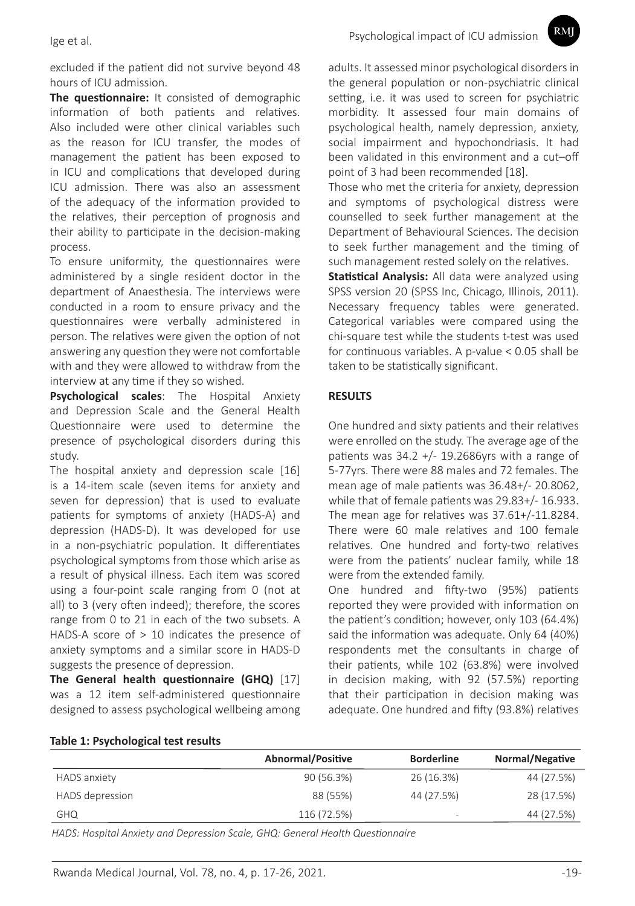excluded if the patient did not survive beyond 48 hours of ICU admission.

**The questionnaire:** It consisted of demographic information of both patients and relatives. Also included were other clinical variables such as the reason for ICU transfer, the modes of management the patient has been exposed to in ICU and complications that developed during ICU admission. There was also an assessment of the adequacy of the information provided to the relatives, their perception of prognosis and their ability to participate in the decision-making process.

To ensure uniformity, the questionnaires were administered by a single resident doctor in the department of Anaesthesia. The interviews were conducted in a room to ensure privacy and the questionnaires were verbally administered in person. The relatives were given the option of not answering any question they were not comfortable with and they were allowed to withdraw from the interview at any time if they so wished.

**Psychological scales**: The Hospital Anxiety and Depression Scale and the General Health Questionnaire were used to determine the presence of psychological disorders during this study.

The hospital anxiety and depression scale [16] is a 14-item scale (seven items for anxiety and seven for depression) that is used to evaluate patients for symptoms of anxiety (HADS-A) and depression (HADS-D). It was developed for use in a non-psychiatric population. It differentiates psychological symptoms from those which arise as a result of physical illness. Each item was scored using a four-point scale ranging from 0 (not at all) to 3 (very often indeed); therefore, the scores range from 0 to 21 in each of the two subsets. A HADS-A score of > 10 indicates the presence of anxiety symptoms and a similar score in HADS-D suggests the presence of depression.

**The General health questionnaire (GHQ)** [17] was a 12 item self-administered questionnaire designed to assess psychological wellbeing among adults. It assessed minor psychological disorders in the general population or non-psychiatric clinical setting, i.e. it was used to screen for psychiatric morbidity. It assessed four main domains of psychological health, namely depression, anxiety, social impairment and hypochondriasis. It had been validated in this environment and a cut–off point of 3 had been recommended [18].

Those who met the criteria for anxiety, depression and symptoms of psychological distress were counselled to seek further management at the Department of Behavioural Sciences. The decision to seek further management and the timing of such management rested solely on the relatives.

**Statistical Analysis:** All data were analyzed using SPSS version 20 (SPSS Inc, Chicago, Illinois, 2011). Necessary frequency tables were generated. Categorical variables were compared using the chi-square test while the students t-test was used for continuous variables. A p-value < 0.05 shall be taken to be statistically significant.

## RESULTS

One hundred and sixty patients and their relatives were enrolled on the study. The average age of the patients was 34.2 +/- 19.2686yrs with a range of 5-77yrs. There were 88 males and 72 females. The mean age of male patients was 36.48+/- 20.8062, while that of female patients was 29.83+/- 16.933. The mean age for relatives was 37.61+/-11.8284. There were 60 male relatives and 100 female relatives. One hundred and forty-two relatives were from the patients' nuclear family, while 18 were from the extended family.

One hundred and fifty-two (95%) patients reported they were provided with information on the patient's condition; however, only 103 (64.4%) said the information was adequate. Only 64 (40%) respondents met the consultants in charge of their patients, while 102 (63.8%) were involved in decision making, with 92 (57.5%) reporting that their participation in decision making was adequate. One hundred and fifty (93.8%) relatives

**Table 1: Psychological test results**

| | Abnormal/Positive | Borderline | Normal/Negative |
|---|---|---|---|
| HADS anxiety | 90 (56.3%) | 26 (16.3%) | 44 (27.5%) |
| HADS depression | 88 (55%) | 44 (27.5%) | 28 (17.5%) |
| GHQ | 116 (72.5%) | - | 44 (27.5%) |

*HADS: Hospital Anxiety and Depression Scale, GHQ: General Health Questionnaire*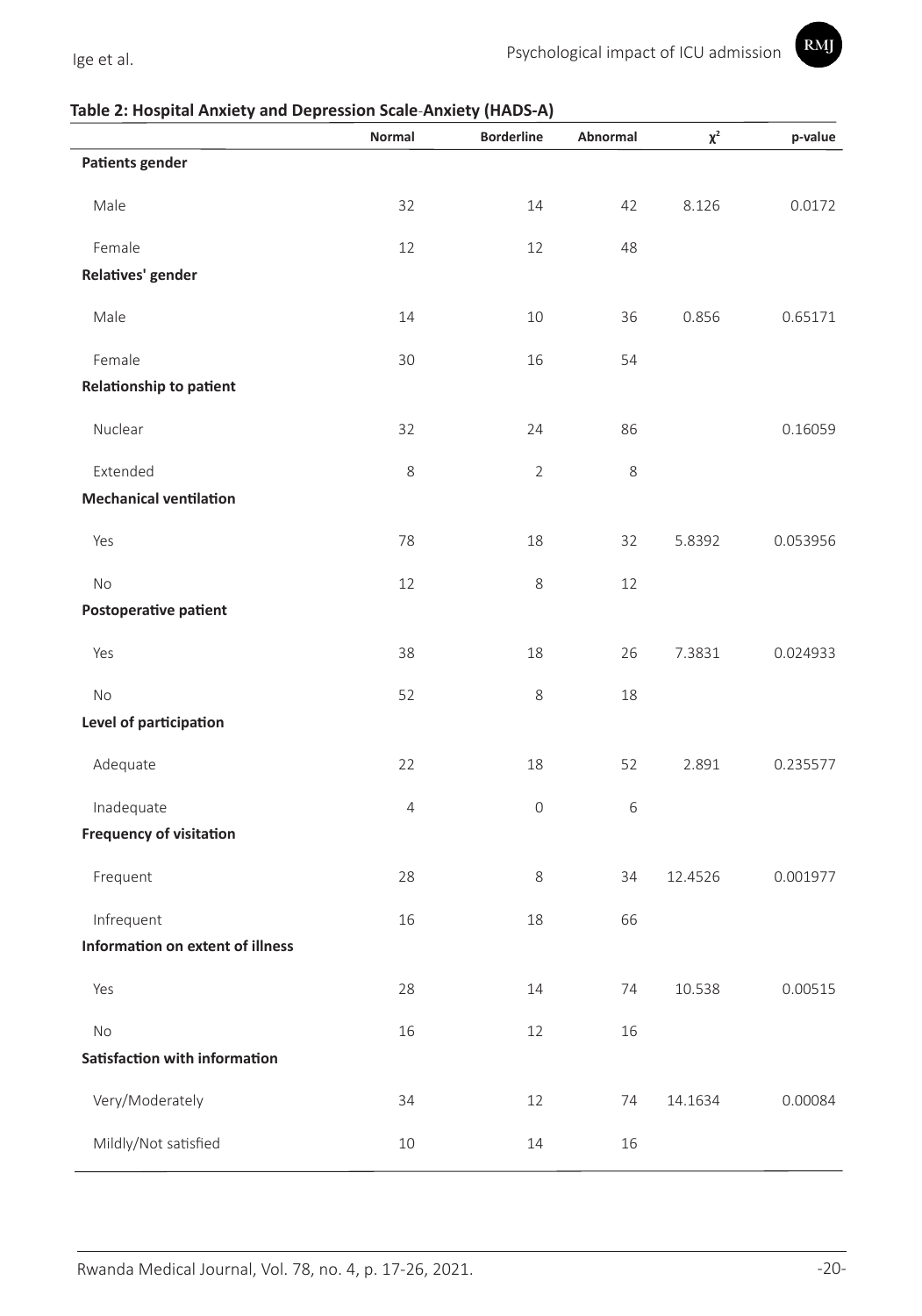**Table 2: Hospital Anxiety and Depression Scale-Anxiety (HADS-A)**

| | Normal | Borderline | Abnormal | $\chi^2$ | p-value |
|---|---|---|---|---|---|
| **Patients gender** | | | | | |
| Male | 32 | 14 | 42 | 8.126 | 0.0172 |
| Female | 12 | 12 | 48 | | |
| **Relatives' gender** | | | | | |
| Male | 14 | 10 | 36 | 0.856 | 0.65171 |
| Female | 30 | 16 | 54 | | |
| **Relationship to patient** | | | | | |
| Nuclear | 32 | 24 | 86 | | 0.16059 |
| Extended | 8 | 2 | 8 | | |
| **Mechanical ventilation** | | | | | |
| Yes | 78 | 18 | 32 | 5.8392 | 0.053956 |
| No | 12 | 8 | 12 | | |
| **Postoperative patient** | | | | | |
| Yes | 38 | 18 | 26 | 7.3831 | 0.024933 |
| No | 52 | 8 | 18 | | |
| **Level of participation** | | | | | |
| Adequate | 22 | 18 | 52 | 2.891 | 0.235577 |
| Inadequate | 4 | 0 | 6 | | |
| **Frequency of visitation** | | | | | |
| Frequent | 28 | 8 | 34 | 12.4526 | 0.001977 |
| Infrequent | 16 | 18 | 66 | | |
| **Information on extent of illness** | | | | | |
| Yes | 28 | 14 | 74 | 10.538 | 0.00515 |
| No | 16 | 12 | 16 | | |
| **Satisfaction with information** | | | | | |
| Very/Moderately | 34 | 12 | 74 | 14.1634 | 0.00084 |
| Mildly/Not satisfied | 10 | 14 | 16 | | |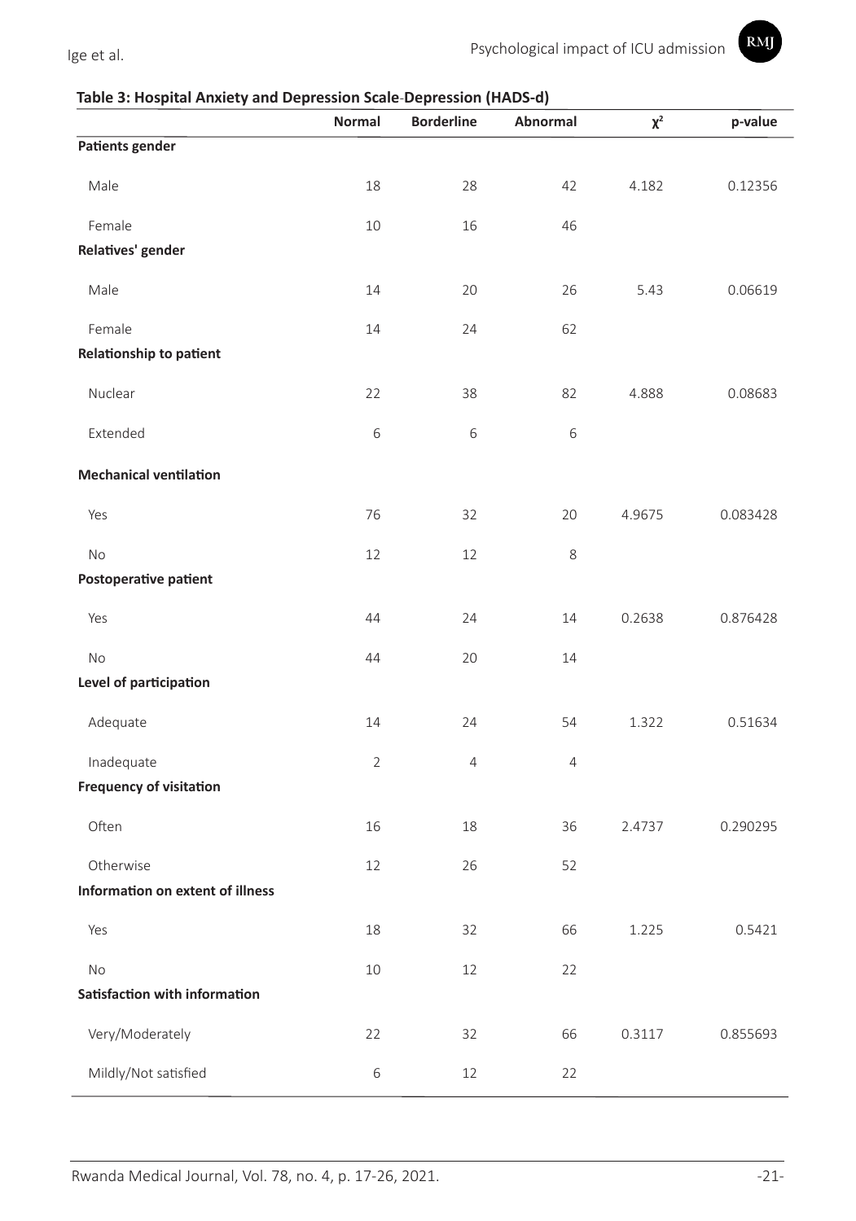**Table 3: Hospital Anxiety and Depression Scale-Depression (HADS-d)**

| | Normal | Borderline | Abnormal | $\chi^2$ | p-value |
|---|---|---|---|---|---|
| **Patients gender** | | | | | |
| Male | 18 | 28 | 42 | 4.182 | 0.12356 |
| Female | 10 | 16 | 46 | | |
| **Relatives' gender** | | | | | |
| Male | 14 | 20 | 26 | 5.43 | 0.06619 |
| Female | 14 | 24 | 62 | | |
| **Relationship to patient** | | | | | |
| Nuclear | 22 | 38 | 82 | 4.888 | 0.08683 |
| Extended | 6 | 6 | 6 | | |
| **Mechanical ventilation** | | | | | |
| Yes | 76 | 32 | 20 | 4.9675 | 0.083428 |
| No | 12 | 12 | 8 | | |
| **Postoperative patient** | | | | | |
| Yes | 44 | 24 | 14 | 0.2638 | 0.876428 |
| No | 44 | 20 | 14 | | |
| **Level of participation** | | | | | |
| Adequate | 14 | 24 | 54 | 1.322 | 0.51634 |
| Inadequate | 2 | 4 | 4 | | |
| **Frequency of visitation** | | | | | |
| Often | 16 | 18 | 36 | 2.4737 | 0.290295 |
| Otherwise | 12 | 26 | 52 | | |
| **Information on extent of illness** | | | | | |
| Yes | 18 | 32 | 66 | 1.225 | 0.5421 |
| No | 10 | 12 | 22 | | |
| **Satisfaction with information** | | | | | |
| Very/Moderately | 22 | 32 | 66 | 0.3117 | 0.855693 |
| Mildly/Not satisfied | 6 | 12 | 22 | | |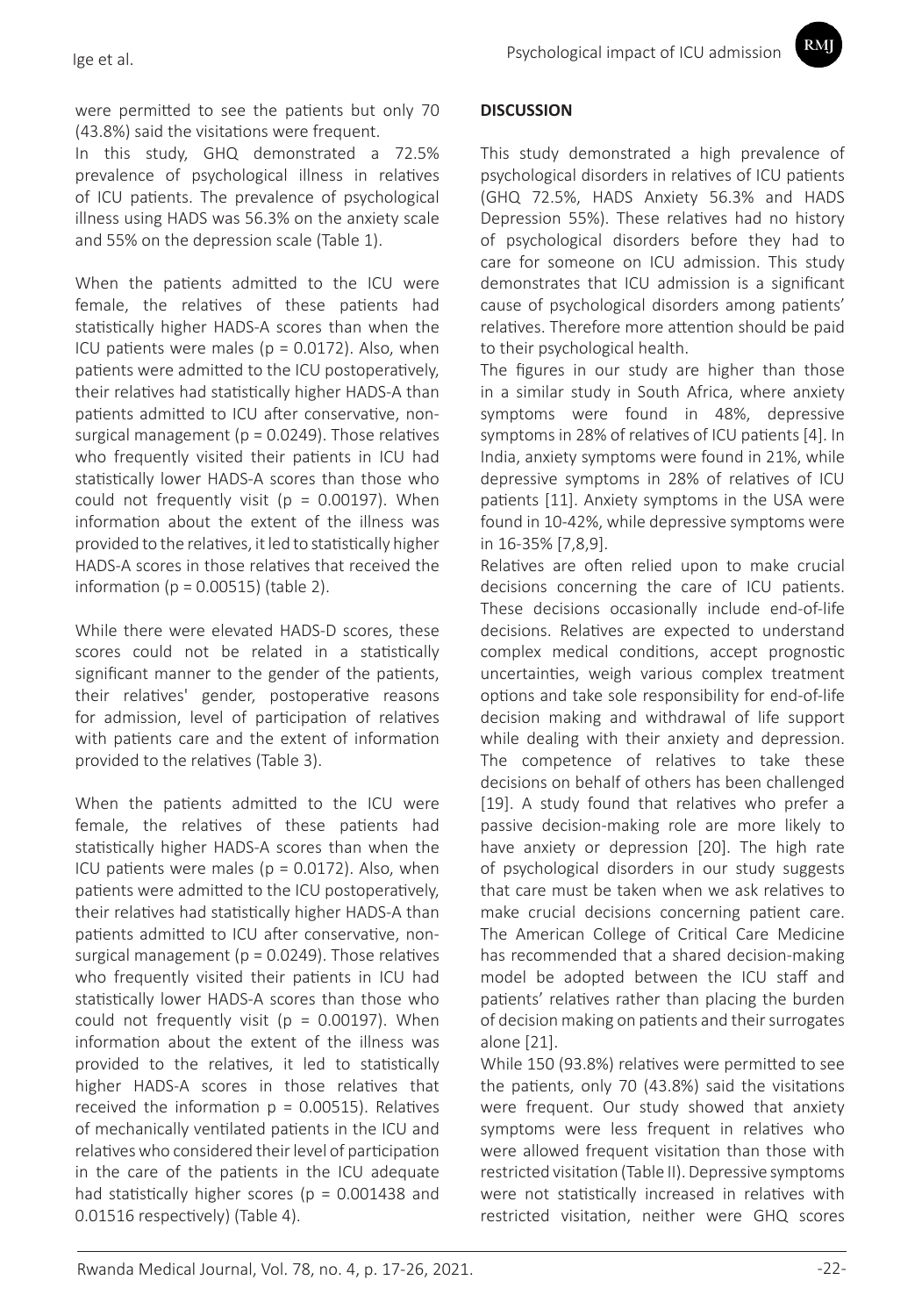were permitted to see the patients but only 70 (43.8%) said the visitations were frequent.

In this study, GHQ demonstrated a 72.5% prevalence of psychological illness in relatives of ICU patients. The prevalence of psychological illness using HADS was 56.3% on the anxiety scale and 55% on the depression scale (Table 1).

When the patients admitted to the ICU were female, the relatives of these patients had statistically higher HADS-A scores than when the ICU patients were males ($p = 0.0172$). Also, when patients were admitted to the ICU postoperatively, their relatives had statistically higher HADS-A than patients admitted to ICU after conservative, non-surgical management ($p = 0.0249$). Those relatives who frequently visited their patients in ICU had statistically lower HADS-A scores than those who could not frequently visit ($p = 0.00197$). When information about the extent of the illness was provided to the relatives, it led to statistically higher HADS-A scores in those relatives that received the information ($p = 0.00515$) (table 2).

While there were elevated HADS-D scores, these scores could not be related in a statistically significant manner to the gender of the patients, their relatives' gender, postoperative reasons for admission, level of participation of relatives with patients care and the extent of information provided to the relatives (Table 3).

When the patients admitted to the ICU were female, the relatives of these patients had statistically higher HADS-A scores than when the ICU patients were males ($p = 0.0172$). Also, when patients were admitted to the ICU postoperatively, their relatives had statistically higher HADS-A than patients admitted to ICU after conservative, non-surgical management ($p = 0.0249$). Those relatives who frequently visited their patients in ICU had statistically lower HADS-A scores than those who could not frequently visit ($p = 0.00197$). When information about the extent of the illness was provided to the relatives, it led to statistically higher HADS-A scores in those relatives that received the information $p = 0.00515$). Relatives of mechanically ventilated patients in the ICU and relatives who considered their level of participation in the care of the patients in the ICU adequate had statistically higher scores ($p = 0.001438$ and 0.01516 respectively) (Table 4).

## DISCUSSION

This study demonstrated a high prevalence of psychological disorders in relatives of ICU patients (GHQ 72.5%, HADS Anxiety 56.3% and HADS Depression 55%). These relatives had no history of psychological disorders before they had to care for someone on ICU admission. This study demonstrates that ICU admission is a significant cause of psychological disorders among patients' relatives. Therefore more attention should be paid to their psychological health.

The figures in our study are higher than those in a similar study in South Africa, where anxiety symptoms were found in 48%, depressive symptoms in 28% of relatives of ICU patients [4]. In India, anxiety symptoms were found in 21%, while depressive symptoms in 28% of relatives of ICU patients [11]. Anxiety symptoms in the USA were found in 10-42%, while depressive symptoms were in 16-35% [7,8,9].

Relatives are often relied upon to make crucial decisions concerning the care of ICU patients. These decisions occasionally include end-of-life decisions. Relatives are expected to understand complex medical conditions, accept prognostic uncertainties, weigh various complex treatment options and take sole responsibility for end-of-life decision making and withdrawal of life support while dealing with their anxiety and depression. The competence of relatives to take these decisions on behalf of others has been challenged [19]. A study found that relatives who prefer a passive decision-making role are more likely to have anxiety or depression [20]. The high rate of psychological disorders in our study suggests that care must be taken when we ask relatives to make crucial decisions concerning patient care. The American College of Critical Care Medicine has recommended that a shared decision-making model be adopted between the ICU staff and patients' relatives rather than placing the burden of decision making on patients and their surrogates alone [21].

While 150 (93.8%) relatives were permitted to see the patients, only 70 (43.8%) said the visitations were frequent. Our study showed that anxiety symptoms were less frequent in relatives who were allowed frequent visitation than those with restricted visitation (Table II). Depressive symptoms were not statistically increased in relatives with restricted visitation, neither were GHQ scores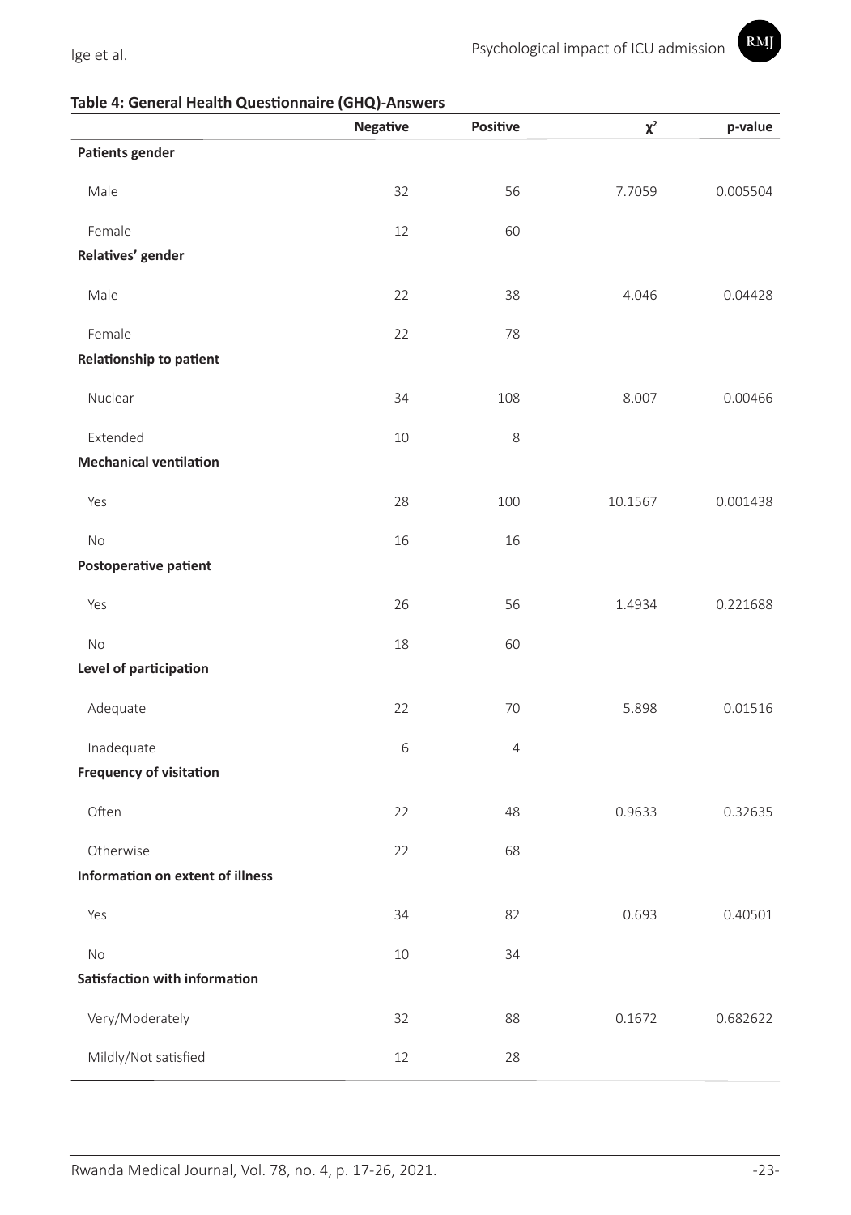**Table 4: General Health Questionnaire (GHQ)-Answers**

| | Negative | Positive | $\chi^2$ | p-value |
|---|---|---|---|---|
| **Patients gender** | | | | |
| Male | 32 | 56 | 7.7059 | 0.005504 |
| Female | 12 | 60 | | |
| **Relatives' gender** | | | | |
| Male | 22 | 38 | 4.046 | 0.04428 |
| Female | 22 | 78 | | |
| **Relationship to patient** | | | | |
| Nuclear | 34 | 108 | 8.007 | 0.00466 |
| Extended | 10 | 8 | | |
| **Mechanical ventilation** | | | | |
| Yes | 28 | 100 | 10.1567 | 0.001438 |
| No | 16 | 16 | | |
| **Postoperative patient** | | | | |
| Yes | 26 | 56 | 1.4934 | 0.221688 |
| No | 18 | 60 | | |
| **Level of participation** | | | | |
| Adequate | 22 | 70 | 5.898 | 0.01516 |
| Inadequate | 6 | 4 | | |
| **Frequency of visitation** | | | | |
| Often | 22 | 48 | 0.9633 | 0.32635 |
| Otherwise | 22 | 68 | | |
| **Information on extent of illness** | | | | |
| Yes | 34 | 82 | 0.693 | 0.40501 |
| No | 10 | 34 | | |
| **Satisfaction with information** | | | | |
| Very/Moderately | 32 | 88 | 0.1672 | 0.682622 |
| Mildly/Not satisfied | 12 | 28 | | |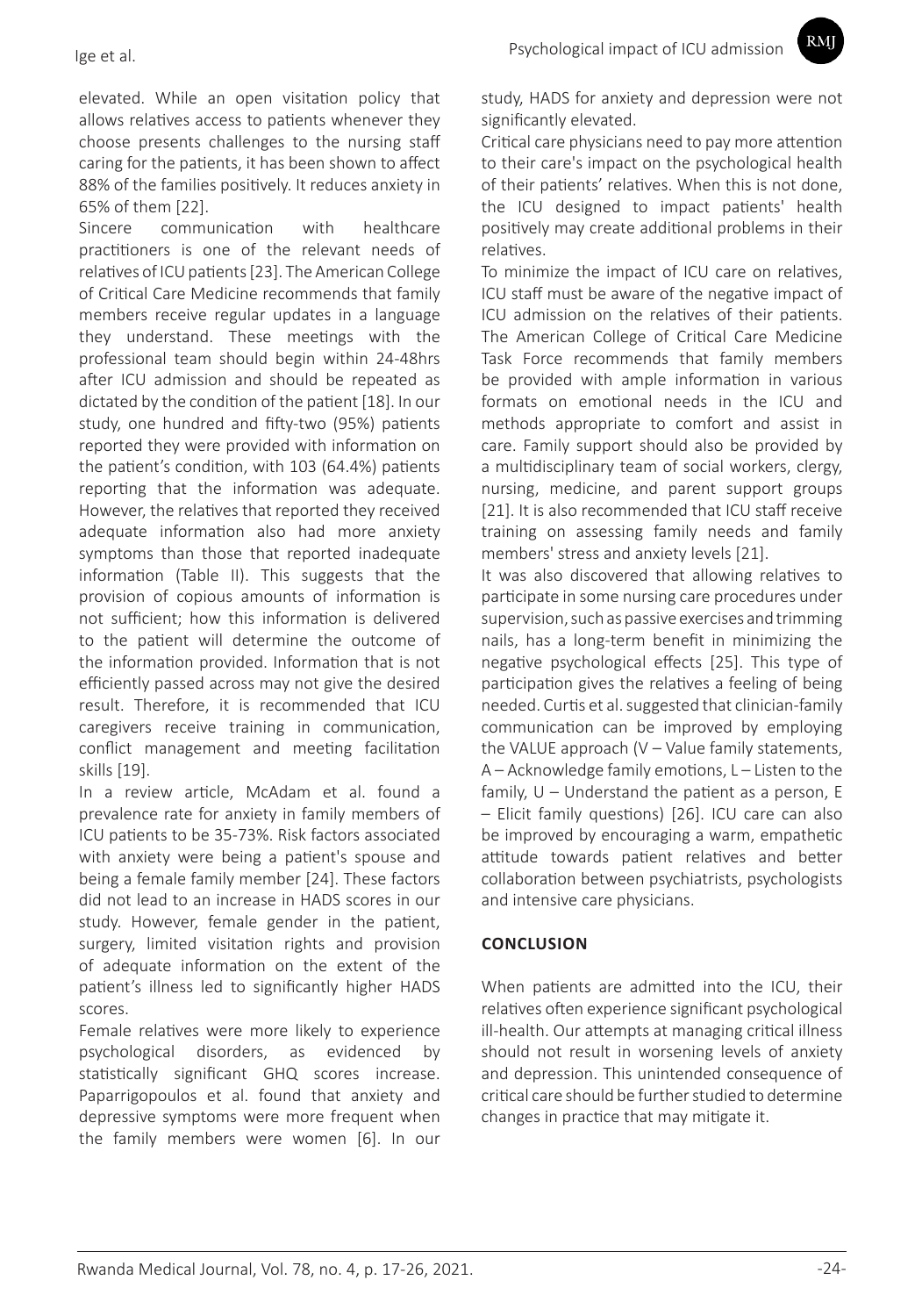elevated. While an open visitation policy that allows relatives access to patients whenever they choose presents challenges to the nursing staff caring for the patients, it has been shown to affect 88% of the families positively. It reduces anxiety in 65% of them [22].

Sincere communication with healthcare practitioners is one of the relevant needs of relatives of ICU patients [23]. The American College of Critical Care Medicine recommends that family members receive regular updates in a language they understand. These meetings with the professional team should begin within 24-48hrs after ICU admission and should be repeated as dictated by the condition of the patient [18]. In our study, one hundred and fifty-two (95%) patients reported they were provided with information on the patient's condition, with 103 (64.4%) patients reporting that the information was adequate. However, the relatives that reported they received adequate information also had more anxiety symptoms than those that reported inadequate information (Table II). This suggests that the provision of copious amounts of information is not sufficient; how this information is delivered to the patient will determine the outcome of the information provided. Information that is not efficiently passed across may not give the desired result. Therefore, it is recommended that ICU caregivers receive training in communication, conflict management and meeting facilitation skills [19].

In a review article, McAdam et al. found a prevalence rate for anxiety in family members of ICU patients to be 35-73%. Risk factors associated with anxiety were being a patient's spouse and being a female family member [24]. These factors did not lead to an increase in HADS scores in our study. However, female gender in the patient, surgery, limited visitation rights and provision of adequate information on the extent of the patient's illness led to significantly higher HADS scores.

Female relatives were more likely to experience psychological disorders, as evidenced by statistically significant GHQ scores increase. Paparrigopoulos et al. found that anxiety and depressive symptoms were more frequent when the family members were women [6]. In our study, HADS for anxiety and depression were not significantly elevated.

Critical care physicians need to pay more attention to their care's impact on the psychological health of their patients' relatives. When this is not done, the ICU designed to impact patients' health positively may create additional problems in their relatives.

To minimize the impact of ICU care on relatives, ICU staff must be aware of the negative impact of ICU admission on the relatives of their patients. The American College of Critical Care Medicine Task Force recommends that family members be provided with ample information in various formats on emotional needs in the ICU and methods appropriate to comfort and assist in care. Family support should also be provided by a multidisciplinary team of social workers, clergy, nursing, medicine, and parent support groups [21]. It is also recommended that ICU staff receive training on assessing family needs and family members' stress and anxiety levels [21].

It was also discovered that allowing relatives to participate in some nursing care procedures under supervision, such as passive exercises and trimming nails, has a long-term benefit in minimizing the negative psychological effects [25]. This type of participation gives the relatives a feeling of being needed. Curtis et al. suggested that clinician-family communication can be improved by employing the VALUE approach (V – Value family statements, A – Acknowledge family emotions, L – Listen to the family, U – Understand the patient as a person, E – Elicit family questions) [26]. ICU care can also be improved by encouraging a warm, empathetic attitude towards patient relatives and better collaboration between psychiatrists, psychologists and intensive care physicians.

## CONCLUSION

When patients are admitted into the ICU, their relatives often experience significant psychological ill-health. Our attempts at managing critical illness should not result in worsening levels of anxiety and depression. This unintended consequence of critical care should be further studied to determine changes in practice that may mitigate it.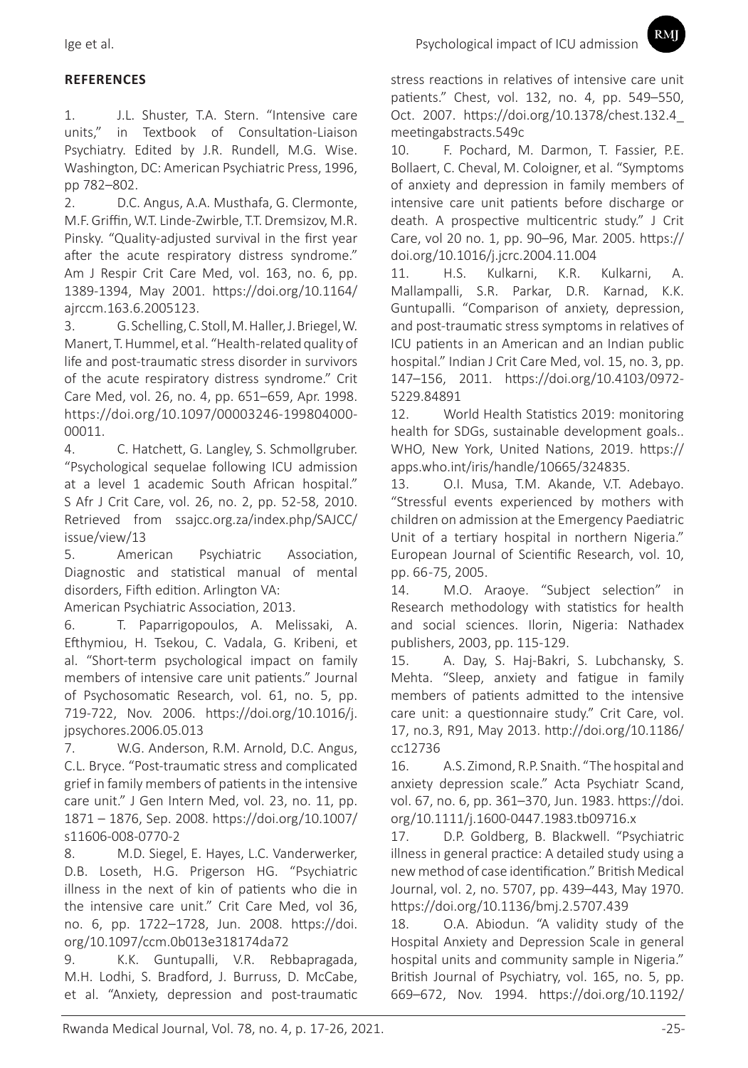## REFERENCES

1. J.L. Shuster, T.A. Stern. "Intensive care units," in Textbook of Consultation-Liaison Psychiatry. Edited by J.R. Rundell, M.G. Wise. Washington, DC: American Psychiatric Press, 1996, pp 782–802.
2. D.C. Angus, A.A. Musthafa, G. Clermonte, M.F. Griffin, W.T. Linde-Zwirble, T.T. Dremsizov, M.R. Pinsky. "Quality-adjusted survival in the first year after the acute respiratory distress syndrome." Am J Respir Crit Care Med, vol. 163, no. 6, pp. 1389-1394, May 2001. https://doi.org/10.1164/ajrccm.163.6.2005123.
3. G. Schelling, C. Stoll, M. Haller, J. Briegel, W. Manert, T. Hummel, et al. "Health-related quality of life and post-traumatic stress disorder in survivors of the acute respiratory distress syndrome." Crit Care Med, vol. 26, no. 4, pp. 651–659, Apr. 1998. https://doi.org/10.1097/00003246-199804000-00011.
4. C. Hatchett, G. Langley, S. Schmollgruber. "Psychological sequelae following ICU admission at a level 1 academic South African hospital." S Afr J Crit Care, vol. 26, no. 2, pp. 52-58, 2010. Retrieved from ssajcc.org.za/index.php/SAJCC/issue/view/13
5. American Psychiatric Association, Diagnostic and statistical manual of mental disorders, Fifth edition. Arlington VA: American Psychiatric Association, 2013.
6. T. Paparrigopoulos, A. Melissaki, A. Efthymiou, H. Tsekou, C. Vadala, G. Kribeni, et al. "Short-term psychological impact on family members of intensive care unit patients." Journal of Psychosomatic Research, vol. 61, no. 5, pp. 719-722, Nov. 2006. https://doi.org/10.1016/j.jpsychores.2006.05.013
7. W.G. Anderson, R.M. Arnold, D.C. Angus, C.L. Bryce. "Post-traumatic stress and complicated grief in family members of patients in the intensive care unit." J Gen Intern Med, vol. 23, no. 11, pp. 1871 – 1876, Sep. 2008. https://doi.org/10.1007/s11606-008-0770-2
8. M.D. Siegel, E. Hayes, L.C. Vanderwerker, D.B. Loseth, H.G. Prigerson HG. "Psychiatric illness in the next of kin of patients who die in the intensive care unit." Crit Care Med, vol 36, no. 6, pp. 1722–1728, Jun. 2008. https://doi.org/10.1097/ccm.0b013e318174da72
9. K.K. Guntupalli, V.R. Rebbapragada, M.H. Lodhi, S. Bradford, J. Burruss, D. McCabe, et al. "Anxiety, depression and post-traumatic stress reactions in relatives of intensive care unit patients." Chest, vol. 132, no. 4, pp. 549–550, Oct. 2007. https://doi.org/10.1378/chest.132.4_meetingabstracts.549c
10. F. Pochard, M. Darmon, T. Fassier, P.E. Bollaert, C. Cheval, M. Coloigner, et al. "Symptoms of anxiety and depression in family members of intensive care unit patients before discharge or death. A prospective multicentric study." J Crit Care, vol 20 no. 1, pp. 90–96, Mar. 2005. https://doi.org/10.1016/j.jcrc.2004.11.004
11. H.S. Kulkarni, K.R. Kulkarni, A. Mallampalli, S.R. Parkar, D.R. Karnad, K.K. Guntupalli. "Comparison of anxiety, depression, and post-traumatic stress symptoms in relatives of ICU patients in an American and an Indian public hospital." Indian J Crit Care Med, vol. 15, no. 3, pp. 147–156, 2011. https://doi.org/10.4103/0972-5229.84891
12. World Health Statistics 2019: monitoring health for SDGs, sustainable development goals.. WHO, New York, United Nations, 2019. https://apps.who.int/iris/handle/10665/324835.
13. O.I. Musa, T.M. Akande, V.T. Adebayo. "Stressful events experienced by mothers with children on admission at the Emergency Paediatric Unit of a tertiary hospital in northern Nigeria." European Journal of Scientific Research, vol. 10, pp. 66-75, 2005.
14. M.O. Araoye. "Subject selection" in Research methodology with statistics for health and social sciences. Ilorin, Nigeria: Nathadex publishers, 2003, pp. 115-129.
15. A. Day, S. Haj-Bakri, S. Lubchansky, S. Mehta. "Sleep, anxiety and fatigue in family members of patients admitted to the intensive care unit: a questionnaire study." Crit Care, vol. 17, no.3, R91, May 2013. http://doi.org/10.1186/cc12736
16. A.S. Zimond, R.P. Snaith. "The hospital and anxiety depression scale." Acta Psychiatr Scand, vol. 67, no. 6, pp. 361–370, Jun. 1983. https://doi.org/10.1111/j.1600-0447.1983.tb09716.x
17. D.P. Goldberg, B. Blackwell. "Psychiatric illness in general practice: A detailed study using a new method of case identification." British Medical Journal, vol. 2, no. 5707, pp. 439–443, May 1970. https://doi.org/10.1136/bmj.2.5707.439
18. O.A. Abiodun. "A validity study of the Hospital Anxiety and Depression Scale in general hospital units and community sample in Nigeria." British Journal of Psychiatry, vol. 165, no. 5, pp. 669–672, Nov. 1994. https://doi.org/10.1192/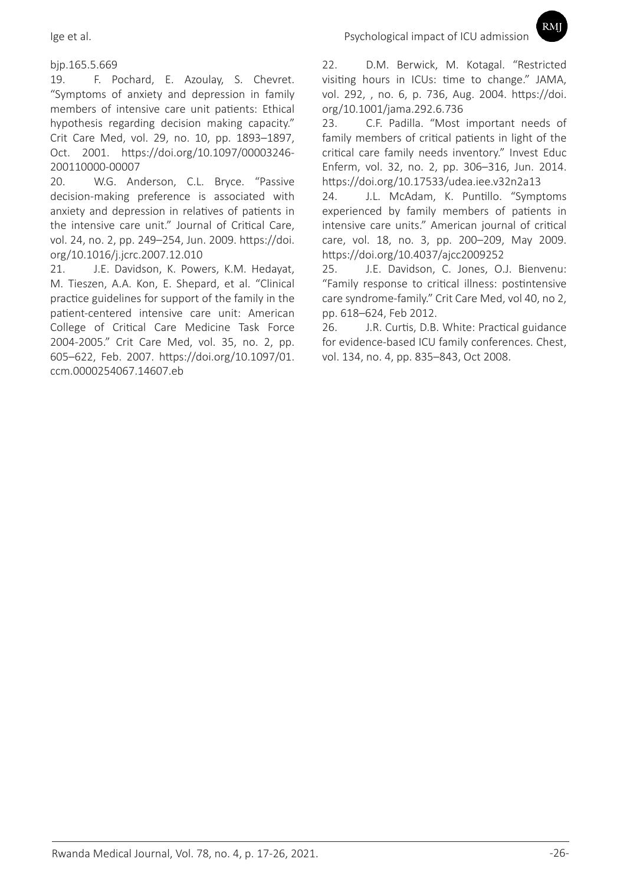bjp.165.5.669

19. F. Pochard, E. Azoulay, S. Chevret. "Symptoms of anxiety and depression in family members of intensive care unit patients: Ethical hypothesis regarding decision making capacity." Crit Care Med, vol. 29, no. 10, pp. 1893–1897, Oct. 2001. https://doi.org/10.1097/00003246-200110000-00007

20. W.G. Anderson, C.L. Bryce. "Passive decision-making preference is associated with anxiety and depression in relatives of patients in the intensive care unit." Journal of Critical Care, vol. 24, no. 2, pp. 249–254, Jun. 2009. https://doi.org/10.1016/j.jcrc.2007.12.010

21. J.E. Davidson, K. Powers, K.M. Hedayat, M. Tieszen, A.A. Kon, E. Shepard, et al. "Clinical practice guidelines for support of the family in the patient-centered intensive care unit: American College of Critical Care Medicine Task Force 2004-2005." Crit Care Med, vol. 35, no. 2, pp. 605–622, Feb. 2007. https://doi.org/10.1097/01.ccm.0000254067.14607.eb

22. D.M. Berwick, M. Kotagal. "Restricted visiting hours in ICUs: time to change." JAMA, vol. 292, , no. 6, p. 736, Aug. 2004. https://doi.org/10.1001/jama.292.6.736

23. C.F. Padilla. "Most important needs of family members of critical patients in light of the critical care family needs inventory." Invest Educ Enferm, vol. 32, no. 2, pp. 306–316, Jun. 2014. https://doi.org/10.17533/udea.iee.v32n2a13

24. J.L. McAdam, K. Puntillo. "Symptoms experienced by family members of patients in intensive care units." American journal of critical care, vol. 18, no. 3, pp. 200–209, May 2009. https://doi.org/10.4037/ajcc2009252

25. J.E. Davidson, C. Jones, O.J. Bienvenu: "Family response to critical illness: postintensive care syndrome-family." Crit Care Med, vol 40, no 2, pp. 618–624, Feb 2012.

26. J.R. Curtis, D.B. White: Practical guidance for evidence-based ICU family conferences. Chest, vol. 134, no. 4, pp. 835–843, Oct 2008.